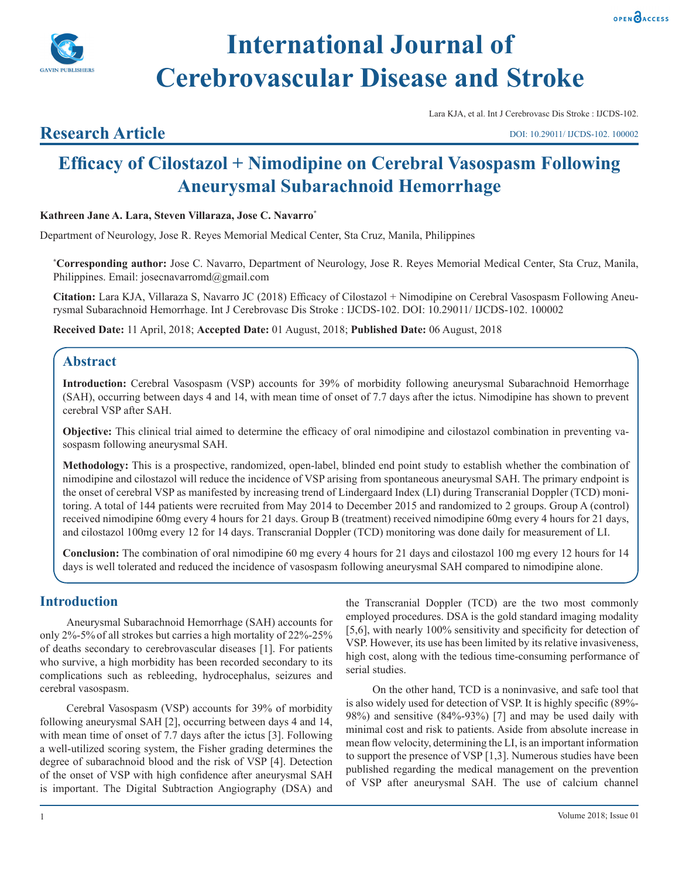# International Journal of Cerebrovascular Disease and Stroke

Lara KJA, et al. Int J Cerebrovasc Dis Stroke : IJCDS-102.

## Research Article

DOI: 10.29011/ IJCDS-102. 100002

# Efficacy of Cilostazol + Nimodipine on Cerebral Vasospasm Following Aneurysmal Subarachnoid Hemorrhage

**Kathreen Jane A. Lara, Steven Villaraza, Jose C. Navarro***

Department of Neurology, Jose R. Reyes Memorial Medical Center, Sta Cruz, Manila, Philippines

***Corresponding author:** Jose C. Navarro, Department of Neurology, Jose R. Reyes Memorial Medical Center, Sta Cruz, Manila, Philippines. Email: josecnavarromd@gmail.com

**Citation:** Lara KJA, Villaraza S, Navarro JC (2018) Efficacy of Cilostazol + Nimodipine on Cerebral Vasospasm Following Aneurysmal Subarachnoid Hemorrhage. Int J Cerebrovasc Dis Stroke : IJCDS-102. DOI: 10.29011/ IJCDS-102. 100002

**Received Date:** 11 April, 2018; **Accepted Date:** 01 August, 2018; **Published Date:** 06 August, 2018

## Abstract

**Introduction:** Cerebral Vasospasm (VSP) accounts for 39% of morbidity following aneurysmal Subarachnoid Hemorrhage (SAH), occurring between days 4 and 14, with mean time of onset of 7.7 days after the ictus. Nimodipine has shown to prevent cerebral VSP after SAH.

**Objective:** This clinical trial aimed to determine the efficacy of oral nimodipine and cilostazol combination in preventing vasospasm following aneurysmal SAH.

**Methodology:** This is a prospective, randomized, open-label, blinded end point study to establish whether the combination of nimodipine and cilostazol will reduce the incidence of VSP arising from spontaneous aneurysmal SAH. The primary endpoint is the onset of cerebral VSP as manifested by increasing trend of Lindergaard Index (LI) during Transcranial Doppler (TCD) monitoring. A total of 144 patients were recruited from May 2014 to December 2015 and randomized to 2 groups. Group A (control) received nimodipine 60mg every 4 hours for 21 days. Group B (treatment) received nimodipine 60mg every 4 hours for 21 days, and cilostazol 100mg every 12 for 14 days. Transcranial Doppler (TCD) monitoring was done daily for measurement of LI.

**Conclusion:** The combination of oral nimodipine 60 mg every 4 hours for 21 days and cilostazol 100 mg every 12 hours for 14 days is well tolerated and reduced the incidence of vasospasm following aneurysmal SAH compared to nimodipine alone.

## Introduction

Aneurysmal Subarachnoid Hemorrhage (SAH) accounts for only 2%-5% of all strokes but carries a high mortality of 22%-25% of deaths secondary to cerebrovascular diseases [1]. For patients who survive, a high morbidity has been recorded secondary to its complications such as rebleeding, hydrocephalus, seizures and cerebral vasospasm.

Cerebral Vasospasm (VSP) accounts for 39% of morbidity following aneurysmal SAH [2], occurring between days 4 and 14, with mean time of onset of 7.7 days after the ictus [3]. Following a well-utilized scoring system, the Fisher grading determines the degree of subarachnoid blood and the risk of VSP [4]. Detection of the onset of VSP with high confidence after aneurysmal SAH is important. The Digital Subtraction Angiography (DSA) and the Transcranial Doppler (TCD) are the two most commonly employed procedures. DSA is the gold standard imaging modality [5,6], with nearly 100% sensitivity and specificity for detection of VSP. However, its use has been limited by its relative invasiveness, high cost, along with the tedious time-consuming performance of serial studies.

On the other hand, TCD is a noninvasive, and safe tool that is also widely used for detection of VSP. It is highly specific (89%-98%) and sensitive (84%-93%) [7] and may be used daily with minimal cost and risk to patients. Aside from absolute increase in mean flow velocity, determining the LI, is an important information to support the presence of VSP [1,3]. Numerous studies have been published regarding the medical management on the prevention of VSP after aneurysmal SAH. The use of calcium channel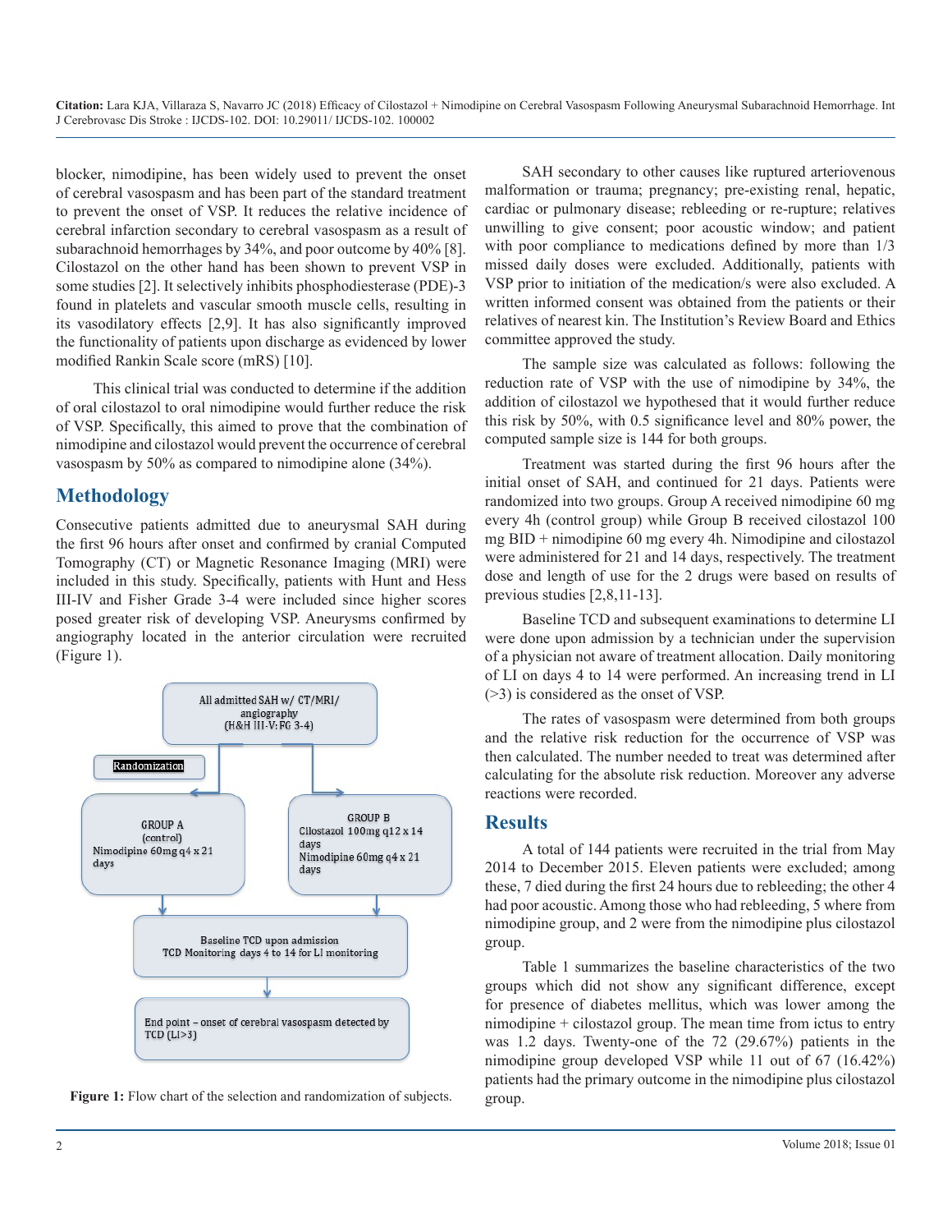blocker, nimodipine, has been widely used to prevent the onset of cerebral vasospasm and has been part of the standard treatment to prevent the onset of VSP. It reduces the relative incidence of cerebral infarction secondary to cerebral vasospasm as a result of subarachnoid hemorrhages by 34%, and poor outcome by 40% [8]. Cilostazol on the other hand has been shown to prevent VSP in some studies [2]. It selectively inhibits phosphodiesterase (PDE)-3 found in platelets and vascular smooth muscle cells, resulting in its vasodilatory effects [2,9]. It has also significantly improved the functionality of patients upon discharge as evidenced by lower modified Rankin Scale score (mRS) [10].

This clinical trial was conducted to determine if the addition of oral cilostazol to oral nimodipine would further reduce the risk of VSP. Specifically, this aimed to prove that the combination of nimodipine and cilostazol would prevent the occurrence of cerebral vasospasm by 50% as compared to nimodipine alone (34%).

## Methodology

Consecutive patients admitted due to aneurysmal SAH during the first 96 hours after onset and confirmed by cranial Computed Tomography (CT) or Magnetic Resonance Imaging (MRI) were included in this study. Specifically, patients with Hunt and Hess III-IV and Fisher Grade 3-4 were included since higher scores posed greater risk of developing VSP. Aneurysms confirmed by angiography located in the anterior circulation were recruited (Figure 1).

All admitted SAH w/ CT/MRI/ angiography (H&H III-V; FG 3-4)

Randomization

GROUP A (control) Nimodipine 60mg q4 x 21 days

GROUP B Cilostazol 100mg q12 x 14 days Nimodipine 60mg q4 x 21 days

Baseline TCD upon admission TCD Monitoring days 4 to 14 for LI monitoring

End point – onset of cerebral vasospasm detected by TCD (LI>3)

**Figure 1:** Flow chart of the selection and randomization of subjects.

SAH secondary to other causes like ruptured arteriovenous malformation or trauma; pregnancy; pre-existing renal, hepatic, cardiac or pulmonary disease; rebleeding or re-rupture; relatives unwilling to give consent; poor acoustic window; and patient with poor compliance to medications defined by more than 1/3 missed daily doses were excluded. Additionally, patients with VSP prior to initiation of the medication/s were also excluded. A written informed consent was obtained from the patients or their relatives of nearest kin. The Institution's Review Board and Ethics committee approved the study.

The sample size was calculated as follows: following the reduction rate of VSP with the use of nimodipine by 34%, the addition of cilostazol we hypothesed that it would further reduce this risk by 50%, with 0.5 significance level and 80% power, the computed sample size is 144 for both groups.

Treatment was started during the first 96 hours after the initial onset of SAH, and continued for 21 days. Patients were randomized into two groups. Group A received nimodipine 60 mg every 4h (control group) while Group B received cilostazol 100 mg BID + nimodipine 60 mg every 4h. Nimodipine and cilostazol were administered for 21 and 14 days, respectively. The treatment dose and length of use for the 2 drugs were based on results of previous studies [2,8,11-13].

Baseline TCD and subsequent examinations to determine LI were done upon admission by a technician under the supervision of a physician not aware of treatment allocation. Daily monitoring of LI on days 4 to 14 were performed. An increasing trend in LI (>3) is considered as the onset of VSP.

The rates of vasospasm were determined from both groups and the relative risk reduction for the occurrence of VSP was then calculated. The number needed to treat was determined after calculating for the absolute risk reduction. Moreover any adverse reactions were recorded.

## Results

A total of 144 patients were recruited in the trial from May 2014 to December 2015. Eleven patients were excluded; among these, 7 died during the first 24 hours due to rebleeding; the other 4 had poor acoustic. Among those who had rebleeding, 5 where from nimodipine group, and 2 were from the nimodipine plus cilostazol group.

Table 1 summarizes the baseline characteristics of the two groups which did not show any significant difference, except for presence of diabetes mellitus, which was lower among the nimodipine + cilostazol group. The mean time from ictus to entry was 1.2 days. Twenty-one of the 72 (29.67%) patients in the nimodipine group developed VSP while 11 out of 67 (16.42%) patients had the primary outcome in the nimodipine plus cilostazol group.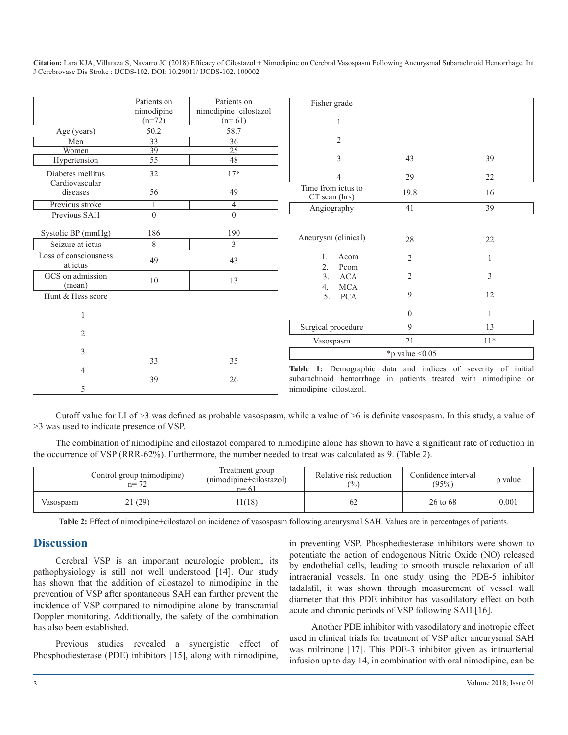| | Patients on nimodipine (n=72) | Patients on nimodipine+cilostazol (n= 61) |
|---|---|---|
| Age (years) | 50.2 | 58.7 |
| Men | 33 | 36 |
| Women | 39 | 25 |
| Hypertension | 55 | 48 |
| Diabetes mellitus | 32 | 17* |
| Cardiovascular diseases | 56 | 49 |
| Previous stroke | 1 | 4 |
| Previous SAH | 0 | 0 |
| Systolic BP (mmHg) | 186 | 190 |
| Seizure at ictus | 8 | 3 |
| Loss of consciousness at ictus | 49 | 43 |
| GCS on admission (mean) | 10 | 13 |
| Hunt & Hess score | | |
| 1 | | |
| 2 | | |
| 3 | 33 | 35 |
| 4 | 39 | 26 |
| 5 | | |
| Fisher grade | | |
| 1 | | |
| 2 | | |
| 3 | 43 | 39 |
| 4 | 29 | 22 |
| Time from ictus to CT scan (hrs) | 19.8 | 16 |
| Angiography | 41 | 39 |
| Aneurysm (clinical) | 28 | 22 |
| 1. Acom | 2 | 1 |
| 2. Pcom | | |
| 3. ACA | 2 | 3 |
| 4. MCA | | |
| 5. PCA | 9 | 12 |
| | 0 | 1 |
| Surgical procedure | 9 | 13 |
| Vasospasm | 21 | 11* |

*p value <0.05

**Table 1:** Demographic data and indices of severity of initial subarachnoid hemorrhage in patients treated with nimodipine or nimodipine+cilostazol.

Cutoff value for LI of >3 was defined as probable vasospasm, while a value of >6 is definite vasospasm. In this study, a value of >3 was used to indicate presence of VSP.

The combination of nimodipine and cilostazol compared to nimodipine alone has shown to have a significant rate of reduction in the occurrence of VSP (RRR-62%). Furthermore, the number needed to treat was calculated as 9. (Table 2).

| | Control group (nimodipine) n= 72 | Treatment group (nimodipine+cilostazol) n= 61 | Relative risk reduction (%) | Confidence interval (95%) | p value |
|---|---|---|---|---|---|
| Vasospasm | 21 (29) | 11(18) | 62 | 26 to 68 | 0.001 |

**Table 2:** Effect of nimodipine+cilostazol on incidence of vasospasm following aneurysmal SAH. Values are in percentages of patients.

## Discussion

Cerebral VSP is an important neurologic problem, its pathophysiology is still not well understood [14]. Our study has shown that the addition of cilostazol to nimodipine in the prevention of VSP after spontaneous SAH can further prevent the incidence of VSP compared to nimodipine alone by transcranial Doppler monitoring. Additionally, the safety of the combination has also been established.

Previous studies revealed a synergistic effect of Phosphodiesterase (PDE) inhibitors [15], along with nimodipine, in preventing VSP. Phosphediesterase inhibitors were shown to potentiate the action of endogenous Nitric Oxide (NO) released by endothelial cells, leading to smooth muscle relaxation of all intracranial vessels. In one study using the PDE-5 inhibitor tadalafil, it was shown through measurement of vessel wall diameter that this PDE inhibitor has vasodilatory effect on both acute and chronic periods of VSP following SAH [16].

Another PDE inhibitor with vasodilatory and inotropic effect used in clinical trials for treatment of VSP after aneurysmal SAH was milrinone [17]. This PDE-3 inhibitor given as intraarterial infusion up to day 14, in combination with oral nimodipine, can be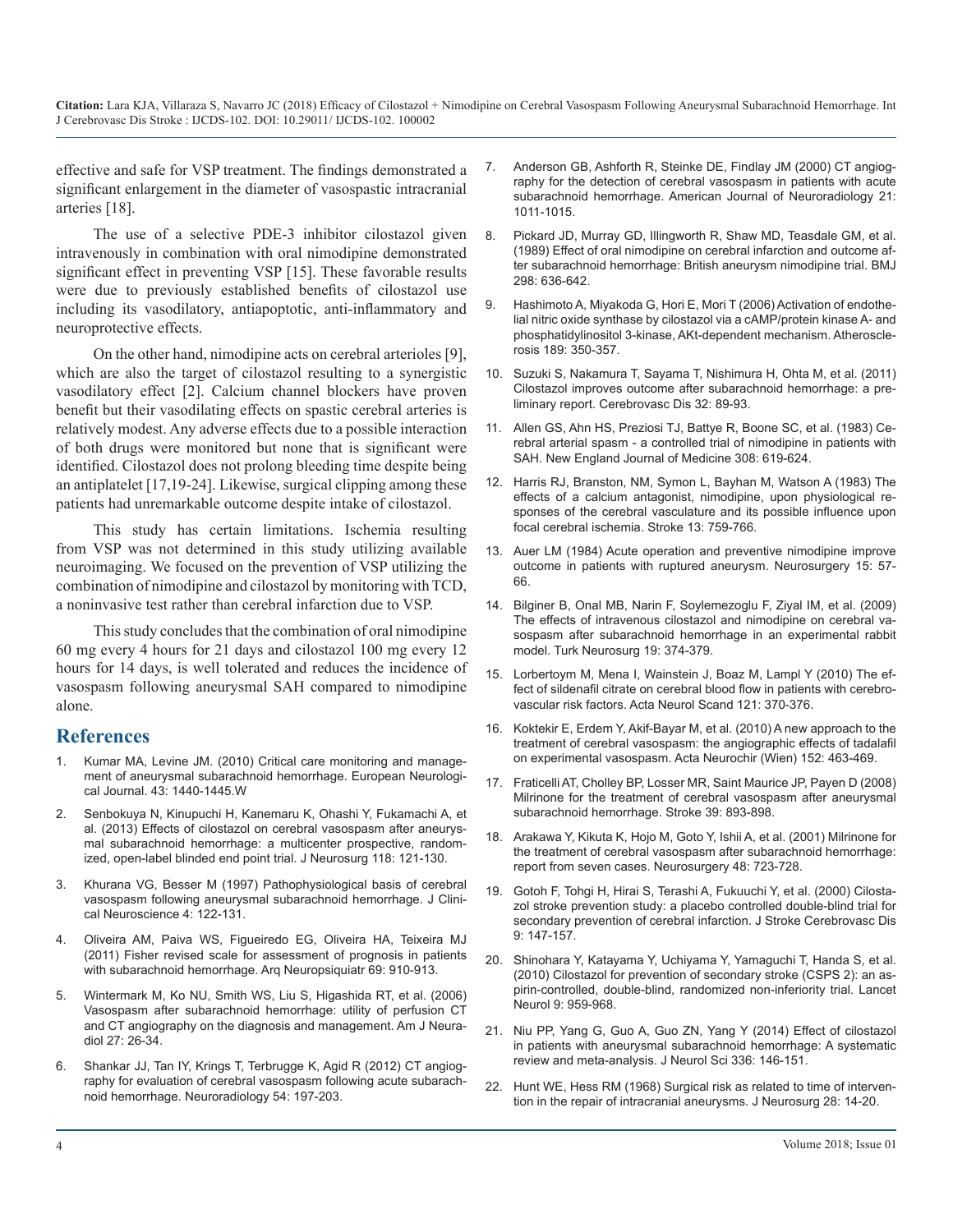effective and safe for VSP treatment. The findings demonstrated a significant enlargement in the diameter of vasospastic intracranial arteries [18].

The use of a selective PDE-3 inhibitor cilostazol given intravenously in combination with oral nimodipine demonstrated significant effect in preventing VSP [15]. These favorable results were due to previously established benefits of cilostazol use including its vasodilatory, antiapoptotic, anti-inflammatory and neuroprotective effects.

On the other hand, nimodipine acts on cerebral arterioles [9], which are also the target of cilostazol resulting to a synergistic vasodilatory effect [2]. Calcium channel blockers have proven benefit but their vasodilating effects on spastic cerebral arteries is relatively modest. Any adverse effects due to a possible interaction of both drugs were monitored but none that is significant were identified. Cilostazol does not prolong bleeding time despite being an antiplatelet [17,19-24]. Likewise, surgical clipping among these patients had unremarkable outcome despite intake of cilostazol.

This study has certain limitations. Ischemia resulting from VSP was not determined in this study utilizing available neuroimaging. We focused on the prevention of VSP utilizing the combination of nimodipine and cilostazol by monitoring with TCD, a noninvasive test rather than cerebral infarction due to VSP.

This study concludes that the combination of oral nimodipine 60 mg every 4 hours for 21 days and cilostazol 100 mg every 12 hours for 14 days, is well tolerated and reduces the incidence of vasospasm following aneurysmal SAH compared to nimodipine alone.

## References

1. Kumar MA, Levine JM. (2010) Critical care monitoring and management of aneurysmal subarachnoid hemorrhage. European Neurological Journal. 43: 1440-1445.W
2. Senbokuya N, Kinupuchi H, Kanemaru K, Ohashi Y, Fukamachi A, et al. (2013) Effects of cilostazol on cerebral vasospasm after aneurysmal subarachnoid hemorrhage: a multicenter prospective, randomized, open-label blinded end point trial. J Neurosurg 118: 121-130.
3. Khurana VG, Besser M (1997) Pathophysiological basis of cerebral vasospasm following aneurysmal subarachnoid hemorrhage. J Clinical Neuroscience 4: 122-131.
4. Oliveira AM, Paiva WS, Figueiredo EG, Oliveira HA, Teixeira MJ (2011) Fisher revised scale for assessment of prognosis in patients with subarachnoid hemorrhage. Arq Neuropsiquiatr 69: 910-913.
5. Wintermark M, Ko NU, Smith WS, Liu S, Higashida RT, et al. (2006) Vasospasm after subarachnoid hemorrhage: utility of perfusion CT and CT angiography on the diagnosis and management. Am J Neuradiol 27: 26-34.
6. Shankar JJ, Tan IY, Krings T, Terbrugge K, Agid R (2012) CT angiography for evaluation of cerebral vasospasm following acute subarachnoid hemorrhage. Neuroradiology 54: 197-203.
7. Anderson GB, Ashforth R, Steinke DE, Findlay JM (2000) CT angiography for the detection of cerebral vasospasm in patients with acute subarachnoid hemorrhage. American Journal of Neuroradiology 21: 1011-1015.
8. Pickard JD, Murray GD, Illingworth R, Shaw MD, Teasdale GM, et al. (1989) Effect of oral nimodipine on cerebral infarction and outcome after subarachnoid hemorrhage: British aneurysm nimodipine trial. BMJ 298: 636-642.
9. Hashimoto A, Miyakoda G, Hori E, Mori T (2006) Activation of endothelial nitric oxide synthase by cilostazol via a cAMP/protein kinase A- and phosphatidylinositol 3-kinase, AKt-dependent mechanism. Atherosclerosis 189: 350-357.
10. Suzuki S, Nakamura T, Sayama T, Nishimura H, Ohta M, et al. (2011) Cilostazol improves outcome after subarachnoid hemorrhage: a preliminary report. Cerebrovasc Dis 32: 89-93.
11. Allen GS, Ahn HS, Preziosi TJ, Battye R, Boone SC, et al. (1983) Cerebral arterial spasm - a controlled trial of nimodipine in patients with SAH. New England Journal of Medicine 308: 619-624.
12. Harris RJ, Branston, NM, Symon L, Bayhan M, Watson A (1983) The effects of a calcium antagonist, nimodipine, upon physiological responses of the cerebral vasculature and its possible influence upon focal cerebral ischemia. Stroke 13: 759-766.
13. Auer LM (1984) Acute operation and preventive nimodipine improve outcome in patients with ruptured aneurysm. Neurosurgery 15: 57-66.
14. Bilginer B, Onal MB, Narin F, Soylemezoglu F, Ziyal IM, et al. (2009) The effects of intravenous cilostazol and nimodipine on cerebral vasospasm after subarachnoid hemorrhage in an experimental rabbit model. Turk Neurosurg 19: 374-379.
15. Lorbertoym M, Mena I, Wainstein J, Boaz M, Lampl Y (2010) The effect of sildenafil citrate on cerebral blood flow in patients with cerebrovascular risk factors. Acta Neurol Scand 121: 370-376.
16. Koktekir E, Erdem Y, Akif-Bayar M, et al. (2010) A new approach to the treatment of cerebral vasospasm: the angiographic effects of tadalafil on experimental vasospasm. Acta Neurochir (Wien) 152: 463-469.
17. Fraticelli AT, Cholley BP, Losser MR, Saint Maurice JP, Payen D (2008) Milrinone for the treatment of cerebral vasospasm after aneurysmal subarachnoid hemorrhage. Stroke 39: 893-898.
18. Arakawa Y, Kikuta K, Hojo M, Goto Y, Ishii A, et al. (2001) Milrinone for the treatment of cerebral vasospasm after subarachnoid hemorrhage: report from seven cases. Neurosurgery 48: 723-728.
19. Gotoh F, Tohgi H, Hirai S, Terashi A, Fukuuchi Y, et al. (2000) Cilostazol stroke prevention study: a placebo controlled double-blind trial for secondary prevention of cerebral infarction. J Stroke Cerebrovasc Dis 9: 147-157.
20. Shinohara Y, Katayama Y, Uchiyama Y, Yamaguchi T, Handa S, et al. (2010) Cilostazol for prevention of secondary stroke (CSPS 2): an aspirin-controlled, double-blind, randomized non-inferiority trial. Lancet Neurol 9: 959-968.
21. Niu PP, Yang G, Guo A, Guo ZN, Yang Y (2014) Effect of cilostazol in patients with aneurysmal subarachnoid hemorrhage: A systematic review and meta-analysis. J Neurol Sci 336: 146-151.
22. Hunt WE, Hess RM (1968) Surgical risk as related to time of intervention in the repair of intracranial aneurysms. J Neurosurg 28: 14-20.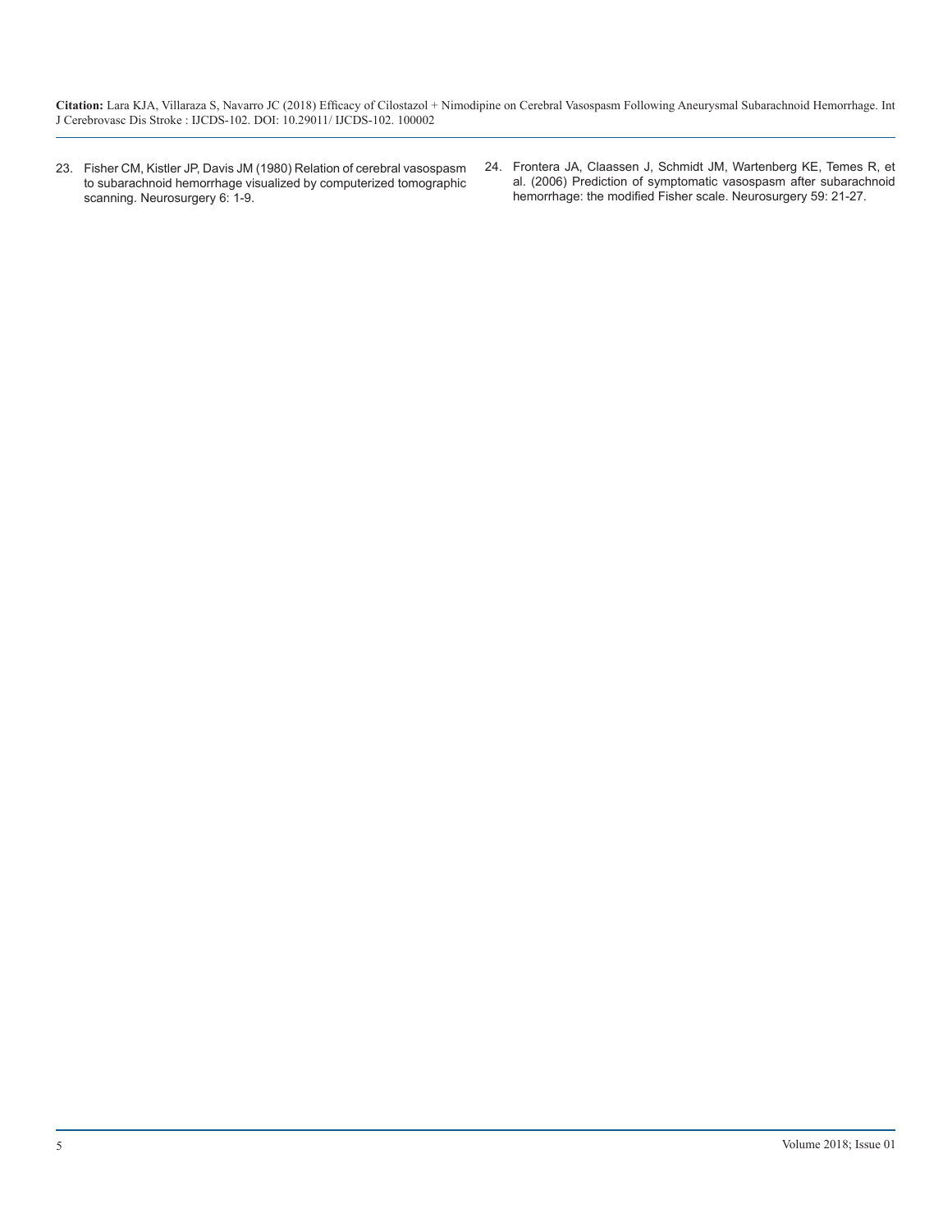23. Fisher CM, Kistler JP, Davis JM (1980) Relation of cerebral vasospasm to subarachnoid hemorrhage visualized by computerized tomographic scanning. Neurosurgery 6: 1-9.

24. Frontera JA, Claassen J, Schmidt JM, Wartenberg KE, Temes R, et al. (2006) Prediction of symptomatic vasospasm after subarachnoid hemorrhage: the modified Fisher scale. Neurosurgery 59: 21-27.